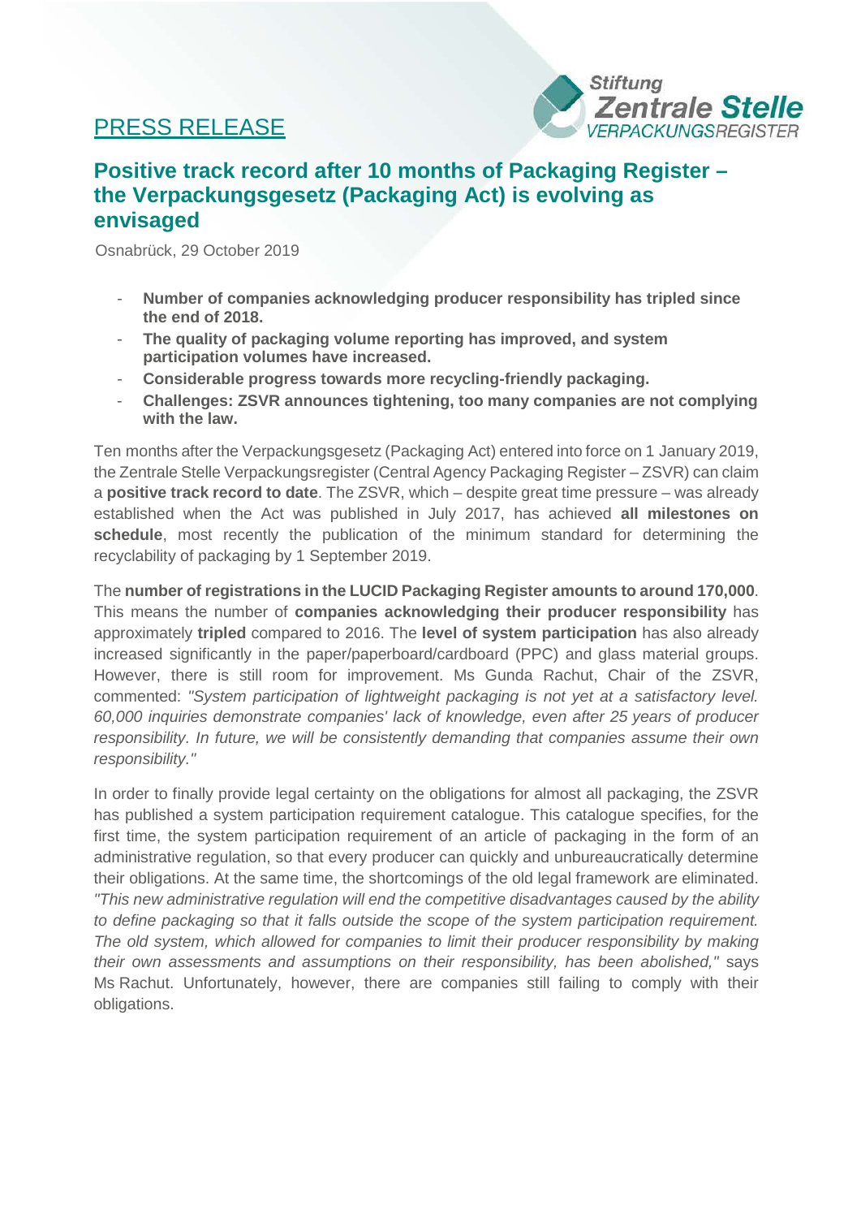PRESS RELEASE

Stiftung Zentrale Stelle VERPACKUNGSREGISTER

# Positive track record after 10 months of Packaging Register – the Verpackungsgesetz (Packaging Act) is evolving as envisaged

Osnabrück, 29 October 2019

- **Number of companies acknowledging producer responsibility has tripled since the end of 2018.**
- **The quality of packaging volume reporting has improved, and system participation volumes have increased.**
- **Considerable progress towards more recycling-friendly packaging.**
- **Challenges: ZSVR announces tightening, too many companies are not complying with the law.**

Ten months after the Verpackungsgesetz (Packaging Act) entered into force on 1 January 2019, the Zentrale Stelle Verpackungsregister (Central Agency Packaging Register – ZSVR) can claim a **positive track record to date**. The ZSVR, which – despite great time pressure – was already established when the Act was published in July 2017, has achieved **all milestones on schedule**, most recently the publication of the minimum standard for determining the recyclability of packaging by 1 September 2019.

The **number of registrations in the LUCID Packaging Register amounts to around 170,000**. This means the number of **companies acknowledging their producer responsibility** has approximately **tripled** compared to 2016. The **level of system participation** has also already increased significantly in the paper/paperboard/cardboard (PPC) and glass material groups. However, there is still room for improvement. Ms Gunda Rachut, Chair of the ZSVR, commented: *"System participation of lightweight packaging is not yet at a satisfactory level. 60,000 inquiries demonstrate companies' lack of knowledge, even after 25 years of producer responsibility. In future, we will be consistently demanding that companies assume their own responsibility."*

In order to finally provide legal certainty on the obligations for almost all packaging, the ZSVR has published a system participation requirement catalogue. This catalogue specifies, for the first time, the system participation requirement of an article of packaging in the form of an administrative regulation, so that every producer can quickly and unbureaucratically determine their obligations. At the same time, the shortcomings of the old legal framework are eliminated. *"This new administrative regulation will end the competitive disadvantages caused by the ability to define packaging so that it falls outside the scope of the system participation requirement. The old system, which allowed for companies to limit their producer responsibility by making their own assessments and assumptions on their responsibility, has been abolished,"* says Ms Rachut. Unfortunately, however, there are companies still failing to comply with their obligations.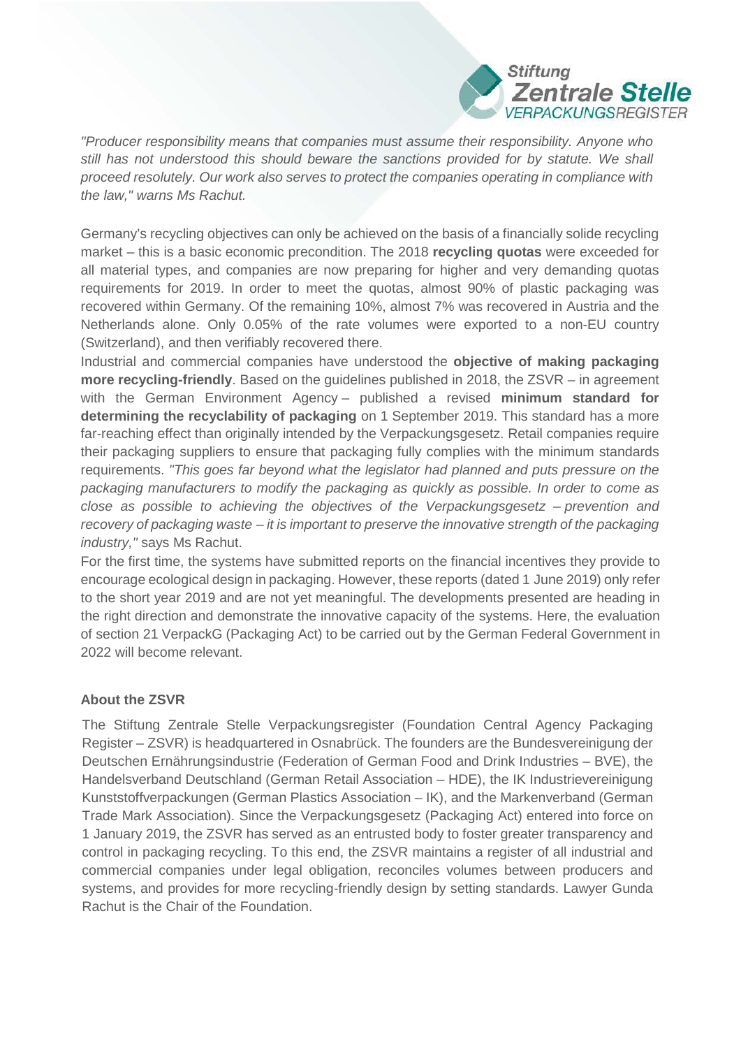*"Producer responsibility means that companies must assume their responsibility. Anyone who still has not understood this should beware the sanctions provided for by statute. We shall proceed resolutely. Our work also serves to protect the companies operating in compliance with the law," warns Ms Rachut.*

Germany's recycling objectives can only be achieved on the basis of a financially solide recycling market – this is a basic economic precondition. The 2018 **recycling quotas** were exceeded for all material types, and companies are now preparing for higher and very demanding quotas requirements for 2019. In order to meet the quotas, almost 90% of plastic packaging was recovered within Germany. Of the remaining 10%, almost 7% was recovered in Austria and the Netherlands alone. Only 0.05% of the rate volumes were exported to a non-EU country (Switzerland), and then verifiably recovered there.

Industrial and commercial companies have understood the **objective of making packaging more recycling-friendly**. Based on the guidelines published in 2018, the ZSVR – in agreement with the German Environment Agency – published a revised **minimum standard for determining the recyclability of packaging** on 1 September 2019. This standard has a more far-reaching effect than originally intended by the Verpackungsgesetz. Retail companies require their packaging suppliers to ensure that packaging fully complies with the minimum standards requirements. *"This goes far beyond what the legislator had planned and puts pressure on the packaging manufacturers to modify the packaging as quickly as possible. In order to come as close as possible to achieving the objectives of the Verpackungsgesetz – prevention and recovery of packaging waste – it is important to preserve the innovative strength of the packaging industry,"* says Ms Rachut.

For the first time, the systems have submitted reports on the financial incentives they provide to encourage ecological design in packaging. However, these reports (dated 1 June 2019) only refer to the short year 2019 and are not yet meaningful. The developments presented are heading in the right direction and demonstrate the innovative capacity of the systems. Here, the evaluation of section 21 VerpackG (Packaging Act) to be carried out by the German Federal Government in 2022 will become relevant.

### About the ZSVR

The Stiftung Zentrale Stelle Verpackungsregister (Foundation Central Agency Packaging Register – ZSVR) is headquartered in Osnabrück. The founders are the Bundesvereinigung der Deutschen Ernährungsindustrie (Federation of German Food and Drink Industries – BVE), the Handelsverband Deutschland (German Retail Association – HDE), the IK Industrievereinigung Kunststoffverpackungen (German Plastics Association – IK), and the Markenverband (German Trade Mark Association). Since the Verpackungsgesetz (Packaging Act) entered into force on 1 January 2019, the ZSVR has served as an entrusted body to foster greater transparency and control in packaging recycling. To this end, the ZSVR maintains a register of all industrial and commercial companies under legal obligation, reconciles volumes between producers and systems, and provides for more recycling-friendly design by setting standards. Lawyer Gunda Rachut is the Chair of the Foundation.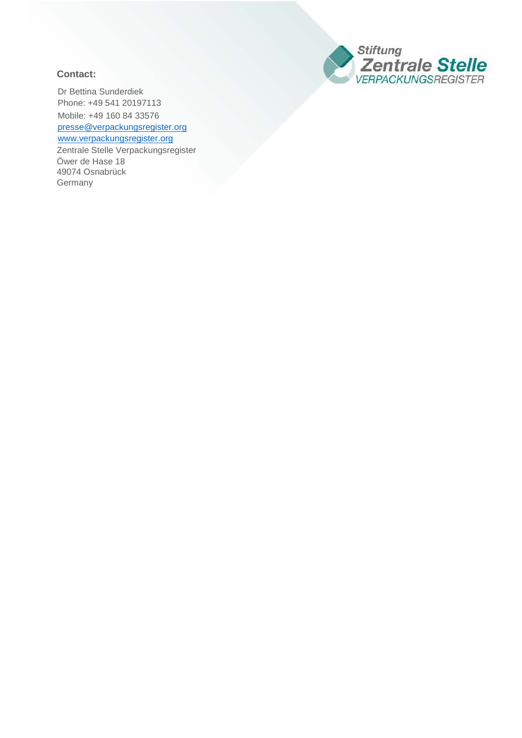**Contact:**

Dr Bettina Sunderdiek
Phone: +49 541 20197113
Mobile: +49 160 84 33576
presse@verpackungsregister.org
www.verpackungsregister.org
Zentrale Stelle Verpackungsregister
Öwer de Hase 18
49074 Osnabrück
Germany